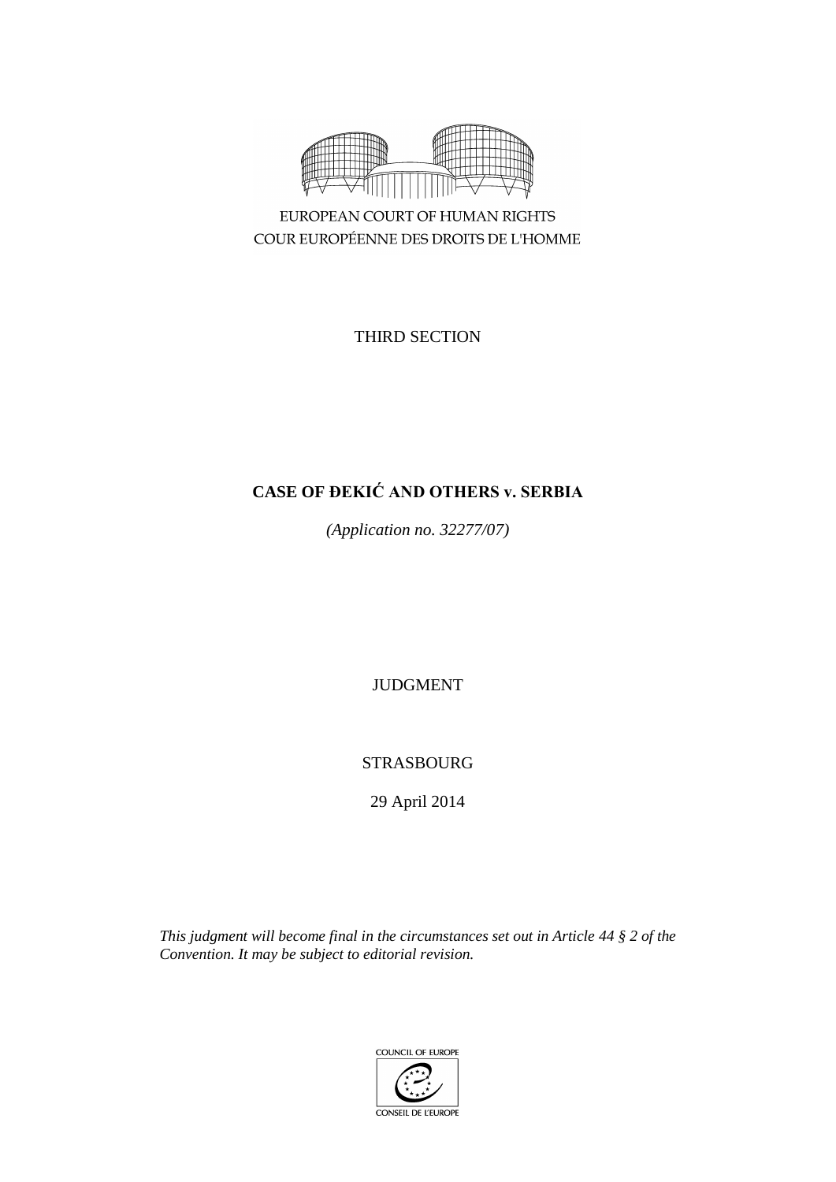EUROPEAN COURT OF HUMAN RIGHTS
COUR EUROPÉENNE DES DROITS DE L'HOMME

THIRD SECTION

# CASE OF ĐEKIĆ AND OTHERS v. SERBIA

*(Application no. 32277/07)*

JUDGMENT

STRASBOURG

29 April 2014

*This judgment will become final in the circumstances set out in Article 44 § 2 of the Convention. It may be subject to editorial revision.*

COUNCIL OF EUROPE
CONSEIL DE L'EUROPE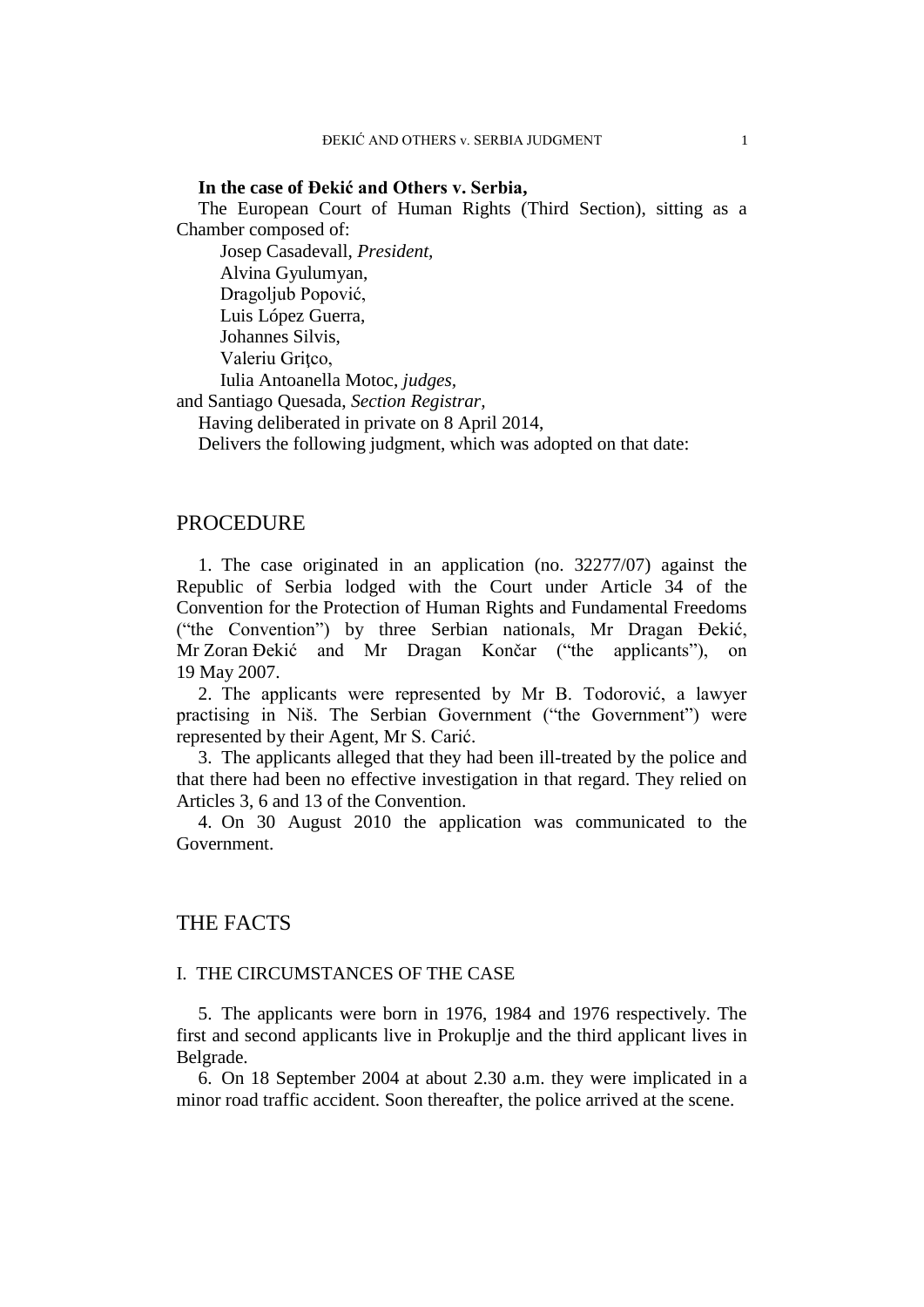**In the case of Đekić and Others v. Serbia,**

The European Court of Human Rights (Third Section), sitting as a Chamber composed of:

Josep Casadevall, *President,*
Alvina Gyulumyan,
Dragoljub Popović,
Luis López Guerra,
Johannes Silvis,
Valeriu Griţco,
Iulia Antoanella Motoc, *judges,*
and Santiago Quesada, *Section Registrar,*

Having deliberated in private on 8 April 2014,

Delivers the following judgment, which was adopted on that date:

# PROCEDURE

1. The case originated in an application (no. 32277/07) against the Republic of Serbia lodged with the Court under Article 34 of the Convention for the Protection of Human Rights and Fundamental Freedoms ("the Convention") by three Serbian nationals, Mr Dragan Đekić, Mr Zoran Đekić and Mr Dragan Končar ("the applicants"), on 19 May 2007.

2. The applicants were represented by Mr B. Todorović, a lawyer practising in Niš. The Serbian Government ("the Government") were represented by their Agent, Mr S. Carić.

3. The applicants alleged that they had been ill-treated by the police and that there had been no effective investigation in that regard. They relied on Articles 3, 6 and 13 of the Convention.

4. On 30 August 2010 the application was communicated to the Government.

# THE FACTS

## I. THE CIRCUMSTANCES OF THE CASE

5. The applicants were born in 1976, 1984 and 1976 respectively. The first and second applicants live in Prokuplje and the third applicant lives in Belgrade.

6. On 18 September 2004 at about 2.30 a.m. they were implicated in a minor road traffic accident. Soon thereafter, the police arrived at the scene.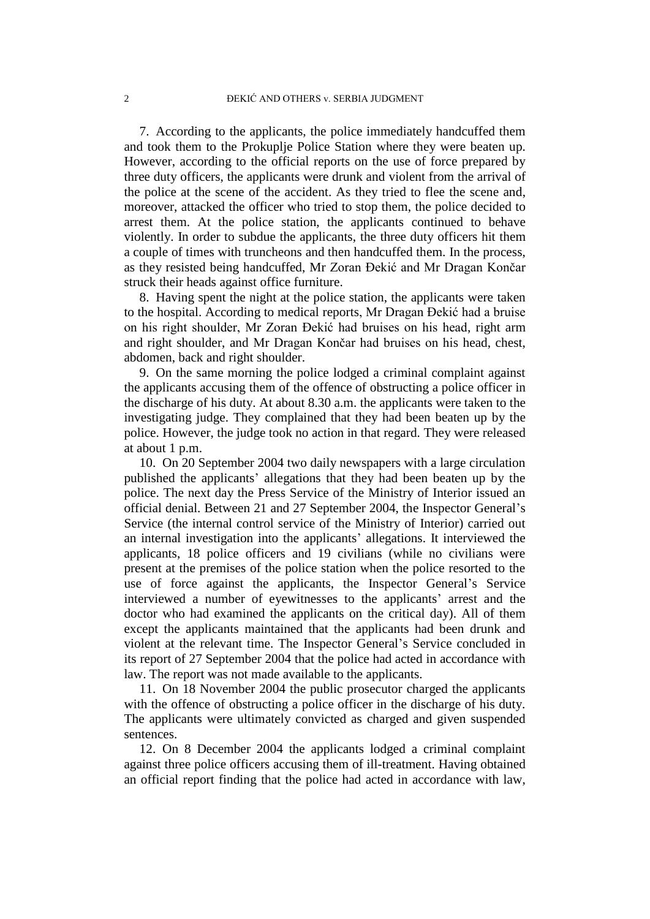7. According to the applicants, the police immediately handcuffed them and took them to the Prokuplje Police Station where they were beaten up. However, according to the official reports on the use of force prepared by three duty officers, the applicants were drunk and violent from the arrival of the police at the scene of the accident. As they tried to flee the scene and, moreover, attacked the officer who tried to stop them, the police decided to arrest them. At the police station, the applicants continued to behave violently. In order to subdue the applicants, the three duty officers hit them a couple of times with truncheons and then handcuffed them. In the process, as they resisted being handcuffed, Mr Zoran Đekić and Mr Dragan Končar struck their heads against office furniture.

8. Having spent the night at the police station, the applicants were taken to the hospital. According to medical reports, Mr Dragan Đekić had a bruise on his right shoulder, Mr Zoran Đekić had bruises on his head, right arm and right shoulder, and Mr Dragan Končar had bruises on his head, chest, abdomen, back and right shoulder.

9. On the same morning the police lodged a criminal complaint against the applicants accusing them of the offence of obstructing a police officer in the discharge of his duty. At about 8.30 a.m. the applicants were taken to the investigating judge. They complained that they had been beaten up by the police. However, the judge took no action in that regard. They were released at about 1 p.m.

10. On 20 September 2004 two daily newspapers with a large circulation published the applicants' allegations that they had been beaten up by the police. The next day the Press Service of the Ministry of Interior issued an official denial. Between 21 and 27 September 2004, the Inspector General's Service (the internal control service of the Ministry of Interior) carried out an internal investigation into the applicants' allegations. It interviewed the applicants, 18 police officers and 19 civilians (while no civilians were present at the premises of the police station when the police resorted to the use of force against the applicants, the Inspector General's Service interviewed a number of eyewitnesses to the applicants' arrest and the doctor who had examined the applicants on the critical day). All of them except the applicants maintained that the applicants had been drunk and violent at the relevant time. The Inspector General's Service concluded in its report of 27 September 2004 that the police had acted in accordance with law. The report was not made available to the applicants.

11. On 18 November 2004 the public prosecutor charged the applicants with the offence of obstructing a police officer in the discharge of his duty. The applicants were ultimately convicted as charged and given suspended sentences.

12. On 8 December 2004 the applicants lodged a criminal complaint against three police officers accusing them of ill-treatment. Having obtained an official report finding that the police had acted in accordance with law,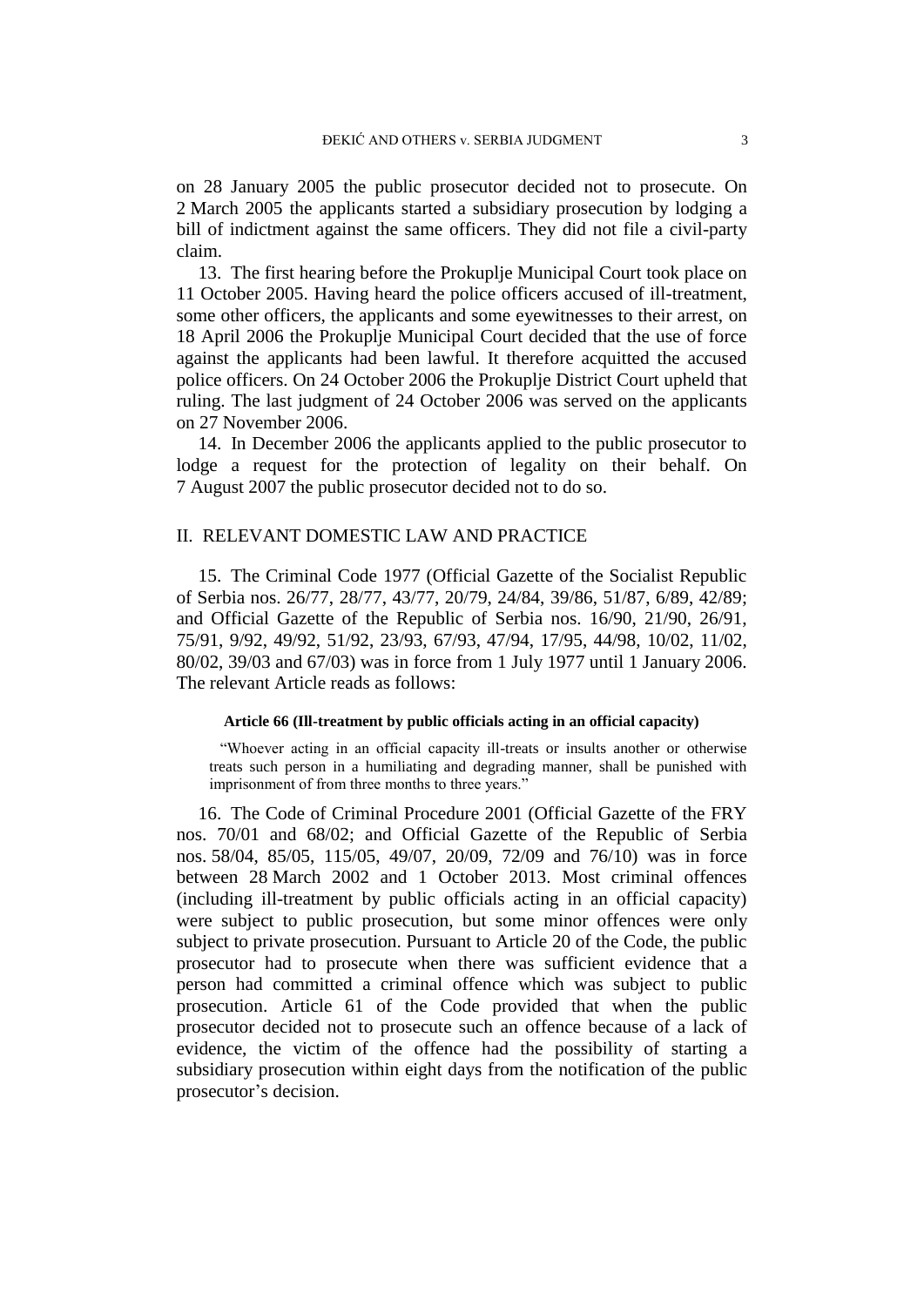on 28 January 2005 the public prosecutor decided not to prosecute. On 2 March 2005 the applicants started a subsidiary prosecution by lodging a bill of indictment against the same officers. They did not file a civil-party claim.

13. The first hearing before the Prokuplje Municipal Court took place on 11 October 2005. Having heard the police officers accused of ill-treatment, some other officers, the applicants and some eyewitnesses to their arrest, on 18 April 2006 the Prokuplje Municipal Court decided that the use of force against the applicants had been lawful. It therefore acquitted the accused police officers. On 24 October 2006 the Prokuplje District Court upheld that ruling. The last judgment of 24 October 2006 was served on the applicants on 27 November 2006.

14. In December 2006 the applicants applied to the public prosecutor to lodge a request for the protection of legality on their behalf. On 7 August 2007 the public prosecutor decided not to do so.

## II. RELEVANT DOMESTIC LAW AND PRACTICE

15. The Criminal Code 1977 (Official Gazette of the Socialist Republic of Serbia nos. 26/77, 28/77, 43/77, 20/79, 24/84, 39/86, 51/87, 6/89, 42/89; and Official Gazette of the Republic of Serbia nos. 16/90, 21/90, 26/91, 75/91, 9/92, 49/92, 51/92, 23/93, 67/93, 47/94, 17/95, 44/98, 10/02, 11/02, 80/02, 39/03 and 67/03) was in force from 1 July 1977 until 1 January 2006. The relevant Article reads as follows:

**Article 66 (Ill-treatment by public officials acting in an official capacity)**

> "Whoever acting in an official capacity ill-treats or insults another or otherwise treats such person in a humiliating and degrading manner, shall be punished with imprisonment of from three months to three years."

16. The Code of Criminal Procedure 2001 (Official Gazette of the FRY nos. 70/01 and 68/02; and Official Gazette of the Republic of Serbia nos. 58/04, 85/05, 115/05, 49/07, 20/09, 72/09 and 76/10) was in force between 28 March 2002 and 1 October 2013. Most criminal offences (including ill-treatment by public officials acting in an official capacity) were subject to public prosecution, but some minor offences were only subject to private prosecution. Pursuant to Article 20 of the Code, the public prosecutor had to prosecute when there was sufficient evidence that a person had committed a criminal offence which was subject to public prosecution. Article 61 of the Code provided that when the public prosecutor decided not to prosecute such an offence because of a lack of evidence, the victim of the offence had the possibility of starting a subsidiary prosecution within eight days from the notification of the public prosecutor's decision.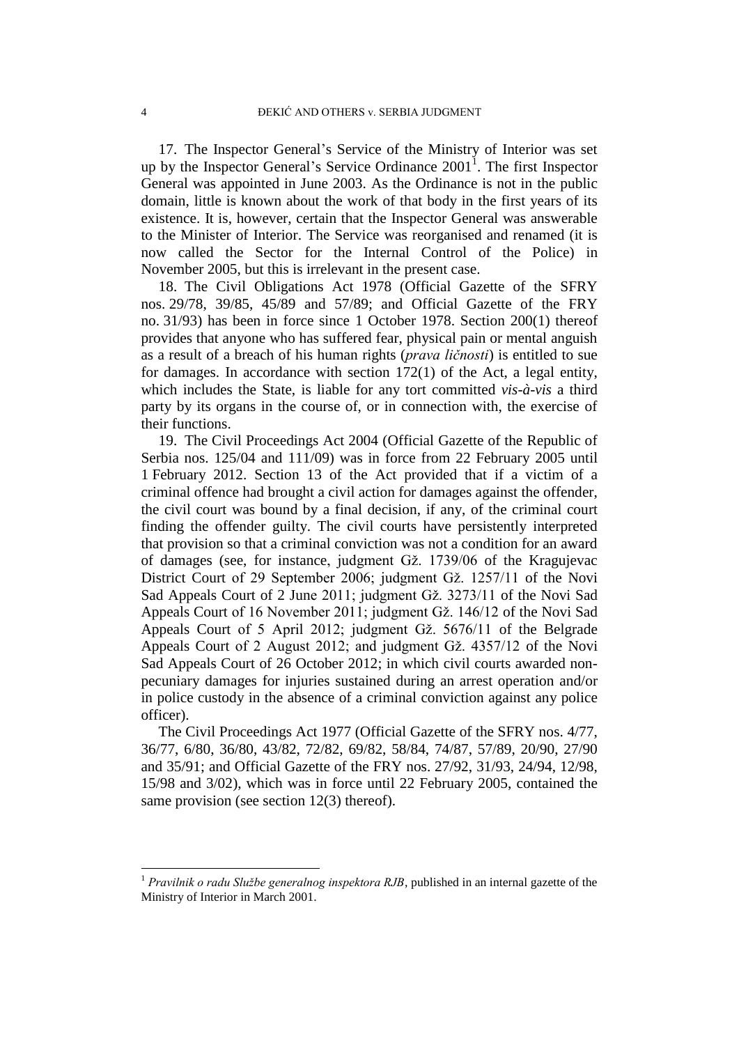17. The Inspector General's Service of the Ministry of Interior was set up by the Inspector General's Service Ordinance 2001[1]. The first Inspector General was appointed in June 2003. As the Ordinance is not in the public domain, little is known about the work of that body in the first years of its existence. It is, however, certain that the Inspector General was answerable to the Minister of Interior. The Service was reorganised and renamed (it is now called the Sector for the Internal Control of the Police) in November 2005, but this is irrelevant in the present case.

18. The Civil Obligations Act 1978 (Official Gazette of the SFRY nos. 29/78, 39/85, 45/89 and 57/89; and Official Gazette of the FRY no. 31/93) has been in force since 1 October 1978. Section 200(1) thereof provides that anyone who has suffered fear, physical pain or mental anguish as a result of a breach of his human rights (*prava ličnosti*) is entitled to sue for damages. In accordance with section 172(1) of the Act, a legal entity, which includes the State, is liable for any tort committed *vis-à-vis* a third party by its organs in the course of, or in connection with, the exercise of their functions.

19. The Civil Proceedings Act 2004 (Official Gazette of the Republic of Serbia nos. 125/04 and 111/09) was in force from 22 February 2005 until 1 February 2012. Section 13 of the Act provided that if a victim of a criminal offence had brought a civil action for damages against the offender, the civil court was bound by a final decision, if any, of the criminal court finding the offender guilty. The civil courts have persistently interpreted that provision so that a criminal conviction was not a condition for an award of damages (see, for instance, judgment Gž. 1739/06 of the Kragujevac District Court of 29 September 2006; judgment Gž. 1257/11 of the Novi Sad Appeals Court of 2 June 2011; judgment Gž. 3273/11 of the Novi Sad Appeals Court of 16 November 2011; judgment Gž. 146/12 of the Novi Sad Appeals Court of 5 April 2012; judgment Gž. 5676/11 of the Belgrade Appeals Court of 2 August 2012; and judgment Gž. 4357/12 of the Novi Sad Appeals Court of 26 October 2012; in which civil courts awarded non-pecuniary damages for injuries sustained during an arrest operation and/or in police custody in the absence of a criminal conviction against any police officer).

The Civil Proceedings Act 1977 (Official Gazette of the SFRY nos. 4/77, 36/77, 6/80, 36/80, 43/82, 72/82, 69/82, 58/84, 74/87, 57/89, 20/90, 27/90 and 35/91; and Official Gazette of the FRY nos. 27/92, 31/93, 24/94, 12/98, 15/98 and 3/02), which was in force until 22 February 2005, contained the same provision (see section 12(3) thereof).

---

[1] *Pravilnik o radu Službe generalnog inspektora RJB*, published in an internal gazette of the Ministry of Interior in March 2001.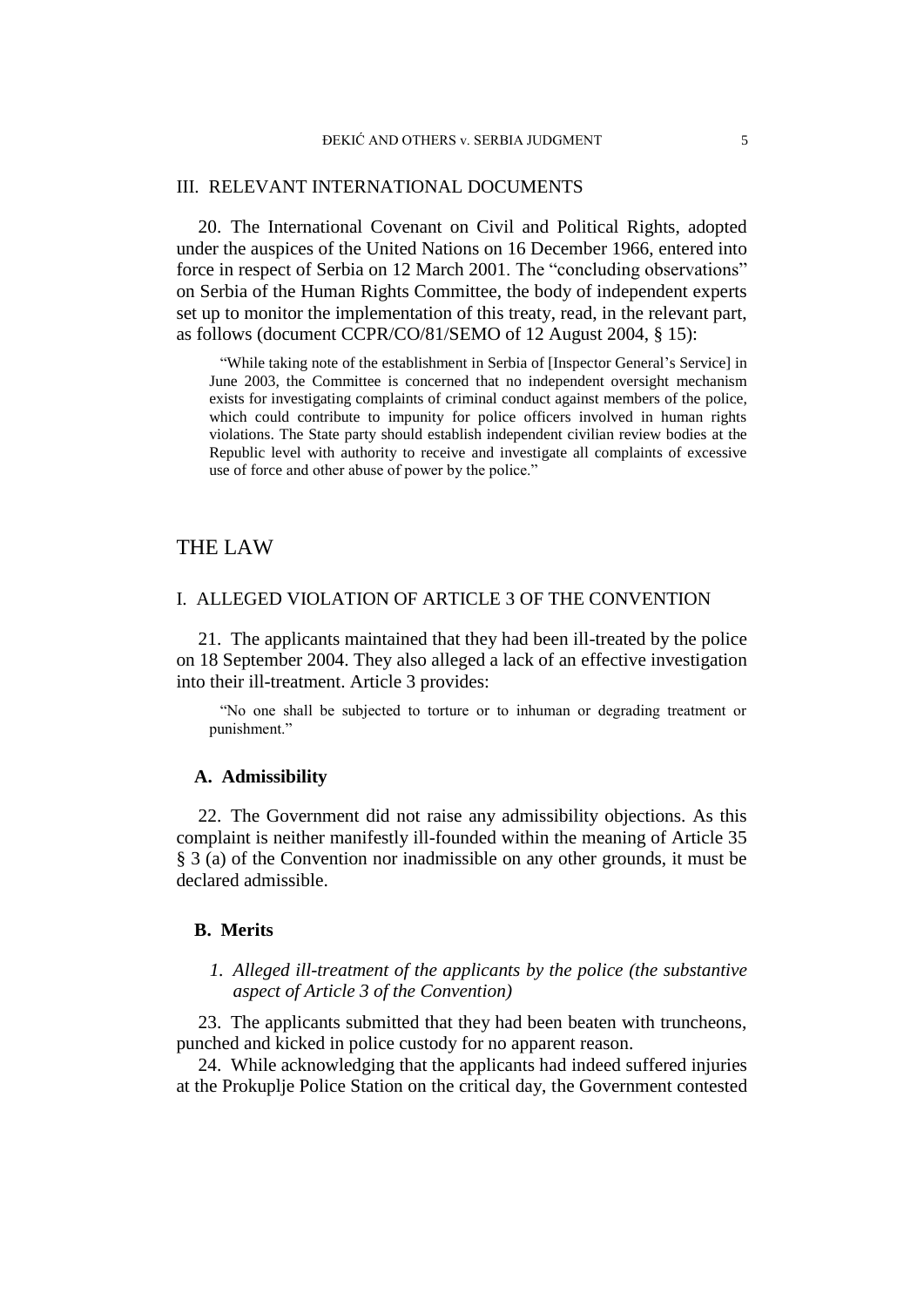## III. RELEVANT INTERNATIONAL DOCUMENTS

20. The International Covenant on Civil and Political Rights, adopted under the auspices of the United Nations on 16 December 1966, entered into force in respect of Serbia on 12 March 2001. The "concluding observations" on Serbia of the Human Rights Committee, the body of independent experts set up to monitor the implementation of this treaty, read, in the relevant part, as follows (document CCPR/CO/81/SEMO of 12 August 2004, § 15):

> "While taking note of the establishment in Serbia of [Inspector General's Service] in June 2003, the Committee is concerned that no independent oversight mechanism exists for investigating complaints of criminal conduct against members of the police, which could contribute to impunity for police officers involved in human rights violations. The State party should establish independent civilian review bodies at the Republic level with authority to receive and investigate all complaints of excessive use of force and other abuse of power by the police."

# THE LAW

## I. ALLEGED VIOLATION OF ARTICLE 3 OF THE CONVENTION

21. The applicants maintained that they had been ill-treated by the police on 18 September 2004. They also alleged a lack of an effective investigation into their ill-treatment. Article 3 provides:

> "No one shall be subjected to torture or to inhuman or degrading treatment or punishment."

### A. Admissibility

22. The Government did not raise any admissibility objections. As this complaint is neither manifestly ill-founded within the meaning of Article 35 § 3 (a) of the Convention nor inadmissible on any other grounds, it must be declared admissible.

### B. Merits

#### *1. Alleged ill-treatment of the applicants by the police (the substantive aspect of Article 3 of the Convention)*

23. The applicants submitted that they had been beaten with truncheons, punched and kicked in police custody for no apparent reason.

24. While acknowledging that the applicants had indeed suffered injuries at the Prokuplje Police Station on the critical day, the Government contested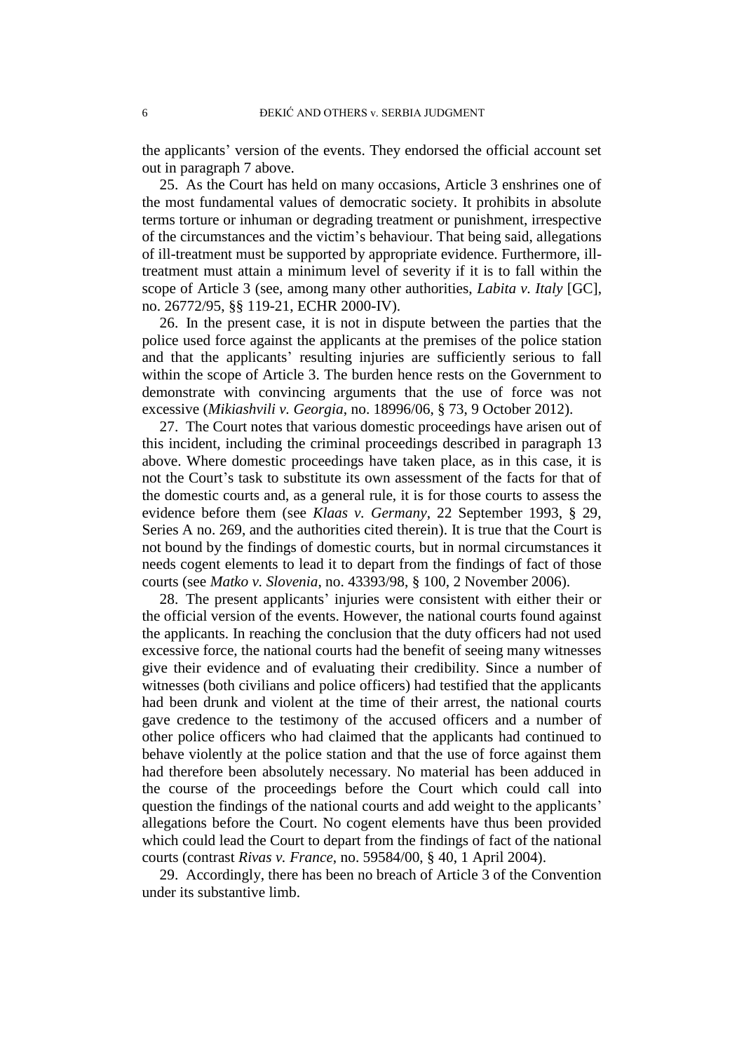the applicants' version of the events. They endorsed the official account set out in paragraph 7 above.

25. As the Court has held on many occasions, Article 3 enshrines one of the most fundamental values of democratic society. It prohibits in absolute terms torture or inhuman or degrading treatment or punishment, irrespective of the circumstances and the victim's behaviour. That being said, allegations of ill-treatment must be supported by appropriate evidence. Furthermore, ill-treatment must attain a minimum level of severity if it is to fall within the scope of Article 3 (see, among many other authorities, *Labita v. Italy* [GC], no. 26772/95, §§ 119-21, ECHR 2000-IV).

26. In the present case, it is not in dispute between the parties that the police used force against the applicants at the premises of the police station and that the applicants' resulting injuries are sufficiently serious to fall within the scope of Article 3. The burden hence rests on the Government to demonstrate with convincing arguments that the use of force was not excessive (*Mikiashvili v. Georgia*, no. 18996/06, § 73, 9 October 2012).

27. The Court notes that various domestic proceedings have arisen out of this incident, including the criminal proceedings described in paragraph 13 above. Where domestic proceedings have taken place, as in this case, it is not the Court's task to substitute its own assessment of the facts for that of the domestic courts and, as a general rule, it is for those courts to assess the evidence before them (see *Klaas v. Germany*, 22 September 1993, § 29, Series A no. 269, and the authorities cited therein). It is true that the Court is not bound by the findings of domestic courts, but in normal circumstances it needs cogent elements to lead it to depart from the findings of fact of those courts (see *Matko v. Slovenia*, no. 43393/98, § 100, 2 November 2006).

28. The present applicants' injuries were consistent with either their or the official version of the events. However, the national courts found against the applicants. In reaching the conclusion that the duty officers had not used excessive force, the national courts had the benefit of seeing many witnesses give their evidence and of evaluating their credibility. Since a number of witnesses (both civilians and police officers) had testified that the applicants had been drunk and violent at the time of their arrest, the national courts gave credence to the testimony of the accused officers and a number of other police officers who had claimed that the applicants had continued to behave violently at the police station and that the use of force against them had therefore been absolutely necessary. No material has been adduced in the course of the proceedings before the Court which could call into question the findings of the national courts and add weight to the applicants' allegations before the Court. No cogent elements have thus been provided which could lead the Court to depart from the findings of fact of the national courts (contrast *Rivas v. France*, no. 59584/00, § 40, 1 April 2004).

29. Accordingly, there has been no breach of Article 3 of the Convention under its substantive limb.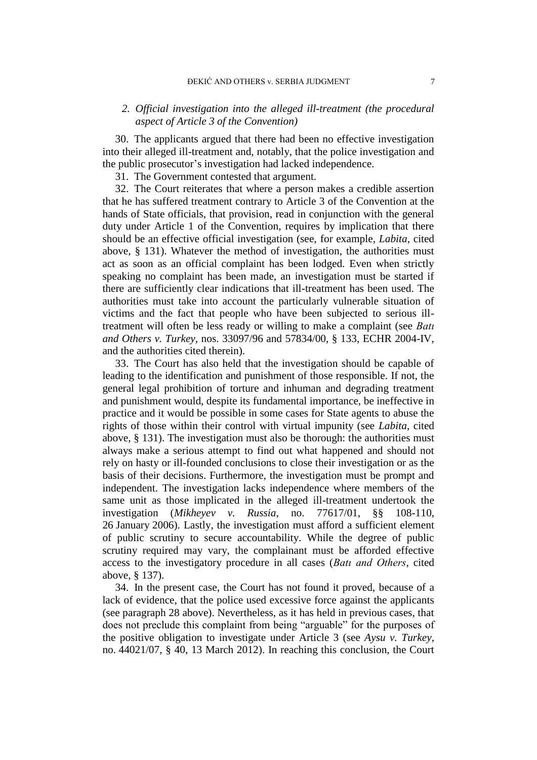*2. Official investigation into the alleged ill-treatment (the procedural aspect of Article 3 of the Convention)*

30. The applicants argued that there had been no effective investigation into their alleged ill-treatment and, notably, that the police investigation and the public prosecutor's investigation had lacked independence.

31. The Government contested that argument.

32. The Court reiterates that where a person makes a credible assertion that he has suffered treatment contrary to Article 3 of the Convention at the hands of State officials, that provision, read in conjunction with the general duty under Article 1 of the Convention, requires by implication that there should be an effective official investigation (see, for example, *Labita*, cited above, § 131). Whatever the method of investigation, the authorities must act as soon as an official complaint has been lodged. Even when strictly speaking no complaint has been made, an investigation must be started if there are sufficiently clear indications that ill-treatment has been used. The authorities must take into account the particularly vulnerable situation of victims and the fact that people who have been subjected to serious ill-treatment will often be less ready or willing to make a complaint (see *Batı and Others v. Turkey*, nos. 33097/96 and 57834/00, § 133, ECHR 2004-IV, and the authorities cited therein).

33. The Court has also held that the investigation should be capable of leading to the identification and punishment of those responsible. If not, the general legal prohibition of torture and inhuman and degrading treatment and punishment would, despite its fundamental importance, be ineffective in practice and it would be possible in some cases for State agents to abuse the rights of those within their control with virtual impunity (see *Labita*, cited above, § 131). The investigation must also be thorough: the authorities must always make a serious attempt to find out what happened and should not rely on hasty or ill-founded conclusions to close their investigation or as the basis of their decisions. Furthermore, the investigation must be prompt and independent. The investigation lacks independence where members of the same unit as those implicated in the alleged ill-treatment undertook the investigation (*Mikheyev v. Russia*, no. 77617/01, §§ 108-110, 26 January 2006). Lastly, the investigation must afford a sufficient element of public scrutiny to secure accountability. While the degree of public scrutiny required may vary, the complainant must be afforded effective access to the investigatory procedure in all cases (*Batı and Others*, cited above, § 137).

34. In the present case, the Court has not found it proved, because of a lack of evidence, that the police used excessive force against the applicants (see paragraph 28 above). Nevertheless, as it has held in previous cases, that does not preclude this complaint from being "arguable" for the purposes of the positive obligation to investigate under Article 3 (see *Aysu v. Turkey*, no. 44021/07, § 40, 13 March 2012). In reaching this conclusion, the Court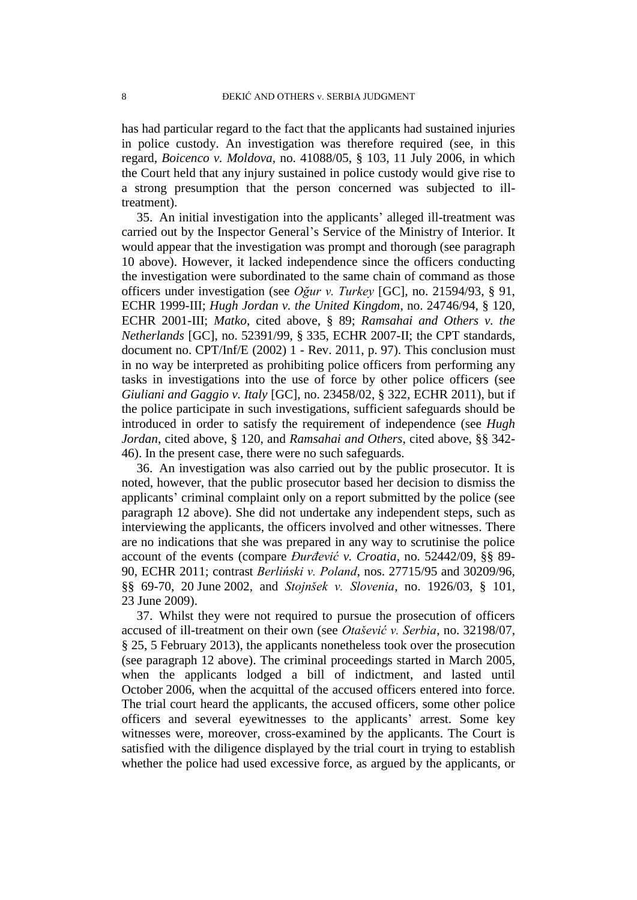has had particular regard to the fact that the applicants had sustained injuries in police custody. An investigation was therefore required (see, in this regard, *Boicenco v. Moldova*, no. 41088/05, § 103, 11 July 2006, in which the Court held that any injury sustained in police custody would give rise to a strong presumption that the person concerned was subjected to ill-treatment).

35. An initial investigation into the applicants' alleged ill-treatment was carried out by the Inspector General's Service of the Ministry of Interior. It would appear that the investigation was prompt and thorough (see paragraph 10 above). However, it lacked independence since the officers conducting the investigation were subordinated to the same chain of command as those officers under investigation (see *Oğur v. Turkey* [GC], no. 21594/93, § 91, ECHR 1999-III; *Hugh Jordan v. the United Kingdom*, no. 24746/94, § 120, ECHR 2001-III; *Matko*, cited above, § 89; *Ramsahai and Others v. the Netherlands* [GC], no. 52391/99, § 335, ECHR 2007-II; the CPT standards, document no. CPT/Inf/E (2002) 1 - Rev. 2011, p. 97). This conclusion must in no way be interpreted as prohibiting police officers from performing any tasks in investigations into the use of force by other police officers (see *Giuliani and Gaggio v. Italy* [GC], no. 23458/02, § 322, ECHR 2011), but if the police participate in such investigations, sufficient safeguards should be introduced in order to satisfy the requirement of independence (see *Hugh Jordan*, cited above, § 120, and *Ramsahai and Others*, cited above, §§ 342-46). In the present case, there were no such safeguards.

36. An investigation was also carried out by the public prosecutor. It is noted, however, that the public prosecutor based her decision to dismiss the applicants' criminal complaint only on a report submitted by the police (see paragraph 12 above). She did not undertake any independent steps, such as interviewing the applicants, the officers involved and other witnesses. There are no indications that she was prepared in any way to scrutinise the police account of the events (compare *Đurđević v. Croatia*, no. 52442/09, §§ 89-90, ECHR 2011; contrast *Berliński v. Poland*, nos. 27715/95 and 30209/96, §§ 69-70, 20 June 2002, and *Stojnšek v. Slovenia*, no. 1926/03, § 101, 23 June 2009).

37. Whilst they were not required to pursue the prosecution of officers accused of ill-treatment on their own (see *Otašević v. Serbia*, no. 32198/07, § 25, 5 February 2013), the applicants nonetheless took over the prosecution (see paragraph 12 above). The criminal proceedings started in March 2005, when the applicants lodged a bill of indictment, and lasted until October 2006, when the acquittal of the accused officers entered into force. The trial court heard the applicants, the accused officers, some other police officers and several eyewitnesses to the applicants' arrest. Some key witnesses were, moreover, cross-examined by the applicants. The Court is satisfied with the diligence displayed by the trial court in trying to establish whether the police had used excessive force, as argued by the applicants, or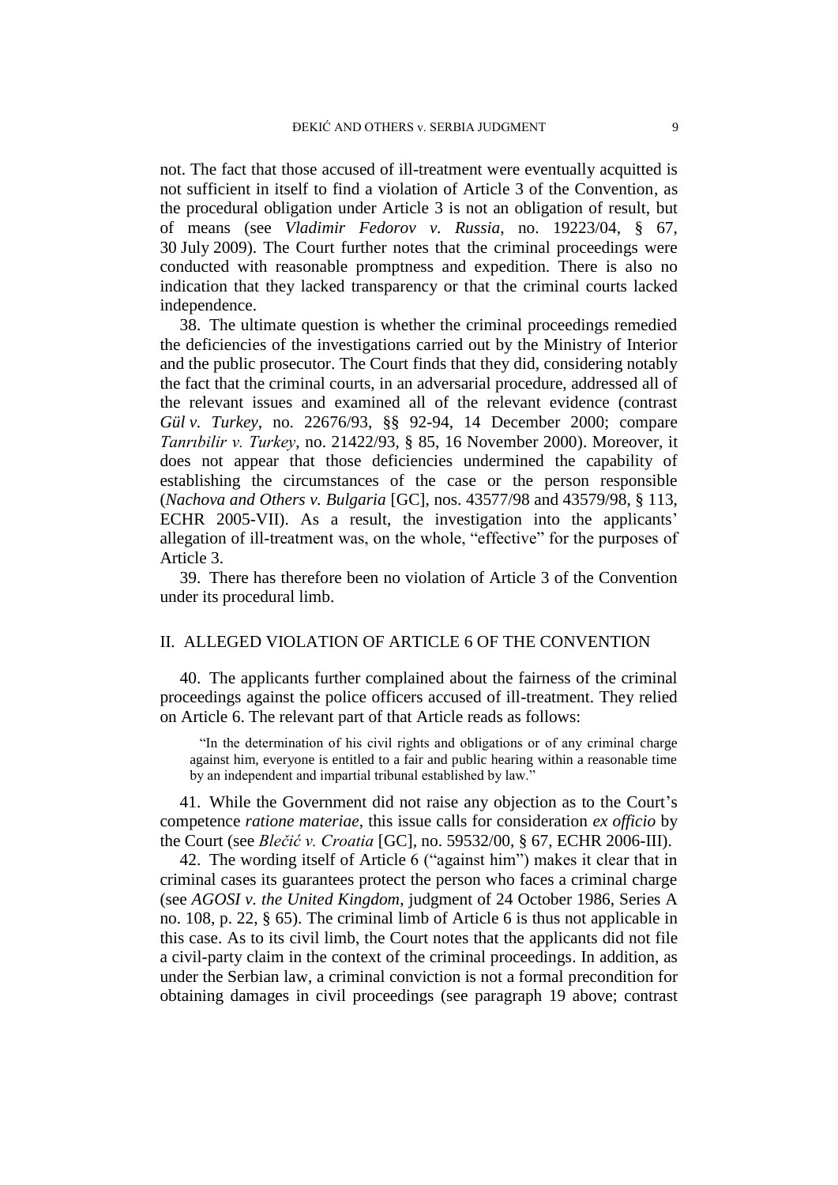not. The fact that those accused of ill-treatment were eventually acquitted is not sufficient in itself to find a violation of Article 3 of the Convention, as the procedural obligation under Article 3 is not an obligation of result, but of means (see *Vladimir Fedorov v. Russia*, no. 19223/04, § 67, 30 July 2009). The Court further notes that the criminal proceedings were conducted with reasonable promptness and expedition. There is also no indication that they lacked transparency or that the criminal courts lacked independence.

38. The ultimate question is whether the criminal proceedings remedied the deficiencies of the investigations carried out by the Ministry of Interior and the public prosecutor. The Court finds that they did, considering notably the fact that the criminal courts, in an adversarial procedure, addressed all of the relevant issues and examined all of the relevant evidence (contrast *Gül v. Turkey*, no. 22676/93, §§ 92-94, 14 December 2000; compare *Tanrıbilir v. Turkey*, no. 21422/93, § 85, 16 November 2000). Moreover, it does not appear that those deficiencies undermined the capability of establishing the circumstances of the case or the person responsible (*Nachova and Others v. Bulgaria* [GC], nos. 43577/98 and 43579/98, § 113, ECHR 2005-VII). As a result, the investigation into the applicants' allegation of ill-treatment was, on the whole, "effective" for the purposes of Article 3.

39. There has therefore been no violation of Article 3 of the Convention under its procedural limb.

## II. ALLEGED VIOLATION OF ARTICLE 6 OF THE CONVENTION

40. The applicants further complained about the fairness of the criminal proceedings against the police officers accused of ill-treatment. They relied on Article 6. The relevant part of that Article reads as follows:

> "In the determination of his civil rights and obligations or of any criminal charge against him, everyone is entitled to a fair and public hearing within a reasonable time by an independent and impartial tribunal established by law."

41. While the Government did not raise any objection as to the Court's competence *ratione materiae*, this issue calls for consideration *ex officio* by the Court (see *Blečić v. Croatia* [GC], no. 59532/00, § 67, ECHR 2006-III).

42. The wording itself of Article 6 ("against him") makes it clear that in criminal cases its guarantees protect the person who faces a criminal charge (see *AGOSI v. the United Kingdom*, judgment of 24 October 1986, Series A no. 108, p. 22, § 65). The criminal limb of Article 6 is thus not applicable in this case. As to its civil limb, the Court notes that the applicants did not file a civil-party claim in the context of the criminal proceedings. In addition, as under the Serbian law, a criminal conviction is not a formal precondition for obtaining damages in civil proceedings (see paragraph 19 above; contrast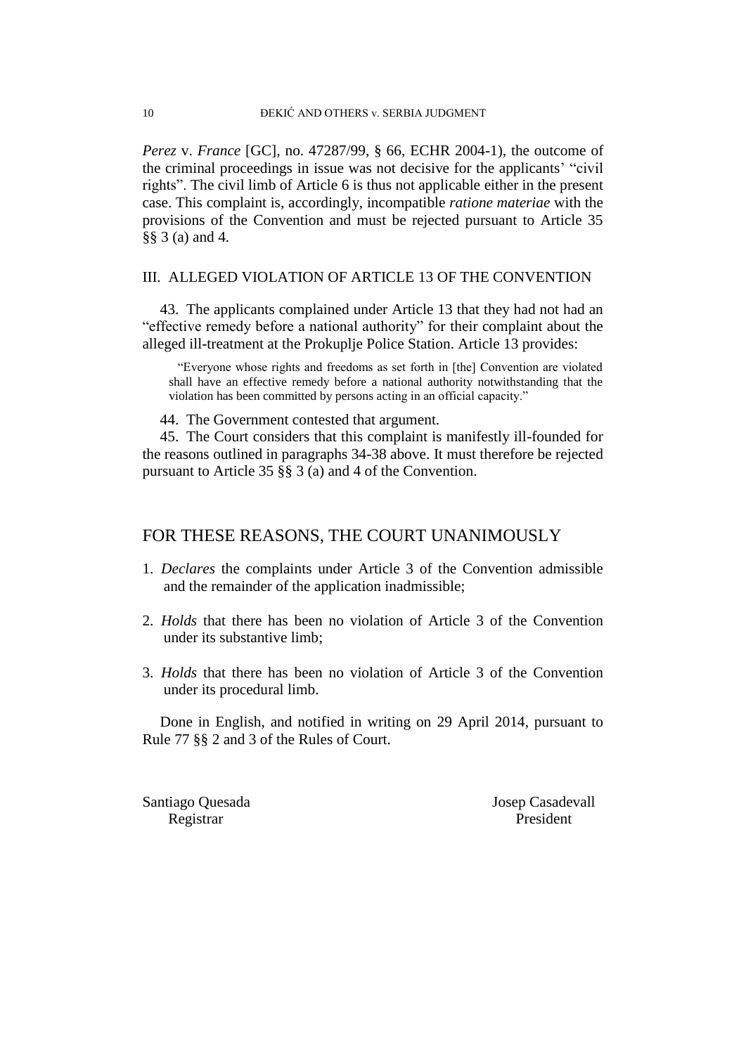*Perez* v. *France* [GC], no. 47287/99, § 66, ECHR 2004-1), the outcome of the criminal proceedings in issue was not decisive for the applicants' "civil rights". The civil limb of Article 6 is thus not applicable either in the present case. This complaint is, accordingly, incompatible *ratione materiae* with the provisions of the Convention and must be rejected pursuant to Article 35 §§ 3 (a) and 4.

## III. ALLEGED VIOLATION OF ARTICLE 13 OF THE CONVENTION

43. The applicants complained under Article 13 that they had not had an "effective remedy before a national authority" for their complaint about the alleged ill-treatment at the Prokuplje Police Station. Article 13 provides:

> "Everyone whose rights and freedoms as set forth in [the] Convention are violated shall have an effective remedy before a national authority notwithstanding that the violation has been committed by persons acting in an official capacity."

44. The Government contested that argument.

45. The Court considers that this complaint is manifestly ill-founded for the reasons outlined in paragraphs 34-38 above. It must therefore be rejected pursuant to Article 35 §§ 3 (a) and 4 of the Convention.

## FOR THESE REASONS, THE COURT UNANIMOUSLY

1. *Declares* the complaints under Article 3 of the Convention admissible and the remainder of the application inadmissible;

2. *Holds* that there has been no violation of Article 3 of the Convention under its substantive limb;

3. *Holds* that there has been no violation of Article 3 of the Convention under its procedural limb.

Done in English, and notified in writing on 29 April 2014, pursuant to Rule 77 §§ 2 and 3 of the Rules of Court.

Santiago Quesada
Registrar

Josep Casadevall
President